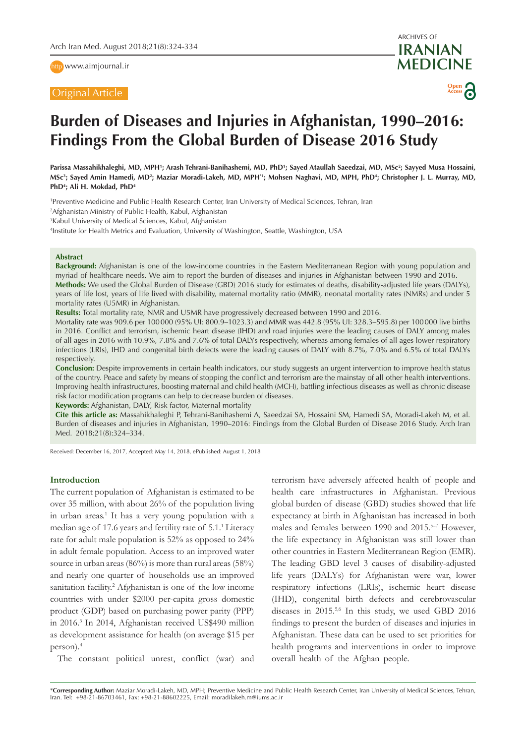Original Article

# Burden of Diseases and Injuries in Afghanistan, 1990–2016: Findings From the Global Burden of Disease 2016 Study

**Parissa Massahikhaleghi, MD, MPH[1]; Arash Tehrani-Banihashemi, MD, PhD[1]; Sayed Ataullah Saeedzai, MD, MSc[2]; Sayyed Musa Hossaini, MSc[3]; Sayed Amin Hamedi, MD[2]; Maziar Moradi-Lakeh, MD, MPH[1]*; Mohsen Naghavi, MD, MPH, PhD[4]; Christopher J. L. Murray, MD, PhD[4]; Ali H. Mokdad, PhD[4]**

[1]Preventive Medicine and Public Health Research Center, Iran University of Medical Sciences, Tehran, Iran
[2]Afghanistan Ministry of Public Health, Kabul, Afghanistan
[3]Kabul University of Medical Sciences, Kabul, Afghanistan
[4]Institute for Health Metrics and Evaluation, University of Washington, Seattle, USA

## Abstract

**Background:** Afghanistan is one of the low-income countries in the Eastern Mediterranean Region with young population and myriad of healthcare needs. We aim to report the burden of diseases and injuries in Afghanistan between 1990 and 2016.

**Methods:** We used the Global Burden of Disease (GBD) 2016 study for estimates of deaths, disability-adjusted life years (DALYs), years of life lost, years of life lived with disability, maternal mortality ratio (MMR), neonatal mortality rates (NMRs) and under 5 mortality rates (U5MR) in Afghanistan.

**Results:** Total mortality rate, NMR and U5MR have progressively decreased between 1990 and 2016.
Mortality rate was 909.6 per 100 000 (95% UI: 800.9–1023.3) and MMR was 442.8 (95% UI: 328.3–595.8) per 100 000 live births in 2016. Conflict and terrorism, ischemic heart disease (IHD) and road injuries were the leading causes of DALY among males of all ages in 2016 with 10.9%, 7.8% and 7.6% of total DALYs respectively, whereas among females of all ages lower respiratory infections (LRIs), IHD and congenital birth defects were the leading causes of DALY with 8.7%, 7.0% and 6.5% of total DALYs respectively.

**Conclusion:** Despite improvements in certain health indicators, our study suggests an urgent intervention to improve health status of the country. Peace and safety by means of stopping the conflict and terrorism are the mainstay of all other health interventions. Improving health infrastructures, boosting maternal and child health (MCH), battling infectious diseases as well as chronic disease risk factor modification programs can help to decrease burden of diseases.

**Keywords:** Afghanistan, DALY, Risk factor, Maternal mortality

**Cite this article as:** Massahikhaleghi P, Tehrani-Banihashemi A, Saeedzai SA, Hossaini SM, Hamedi SA, Moradi-Lakeh M, et al. Burden of diseases and injuries in Afghanistan, 1990–2016: Findings from the Global Burden of Disease 2016 Study. Arch Iran Med. 2018;21(8):324–334.

Received: December 16, 2017, Accepted: May 14, 2018, ePublished: August 1, 2018

## Introduction

The current population of Afghanistan is estimated to be over 35 million, with about 26% of the population living in urban areas.[1] It has a very young population with a median age of 17.6 years and fertility rate of 5.1.[1] Literacy rate for adult male population is 52% as opposed to 24% in adult female population. Access to an improved water source in urban areas (86%) is more than rural areas (58%) and nearly one quarter of households use an improved sanitation facility.[2] Afghanistan is one of the low income countries with under $2000 per-capita gross domestic product (GDP) based on purchasing power parity (PPP) in 2016.[3] In 2014, Afghanistan received US$490 million as development assistance for health (on average $15 per person).[4]

The constant political unrest, conflict (war) and terrorism have adversely affected health of people and health care infrastructures in Afghanistan. Previous global burden of disease (GBD) studies showed that life expectancy at birth in Afghanistan has increased in both males and females between 1990 and 2015.[5–7] However, the life expectancy in Afghanistan was still lower than other countries in Eastern Mediterranean Region (EMR). The leading GBD level 3 causes of disability-adjusted life years (DALYs) for Afghanistan were war, lower respiratory infections (LRIs), ischemic heart disease (IHD), congenital birth defects and cerebrovascular diseases in 2015.[5,6] In this study, we used GBD 2016 findings to present the burden of diseases and injuries in Afghanistan. These data can be used to set priorities for health programs and interventions in order to improve overall health of the Afghan people.

*Corresponding Author: Maziar Moradi-Lakeh, MD, MPH; Preventive Medicine and Public Health Research Center, Iran University of Medical Sciences, Tehran, Iran. Tel: +98-21-86703461, Fax: +98-21-88602225, Email: moradilakeh.m@iums.ac.ir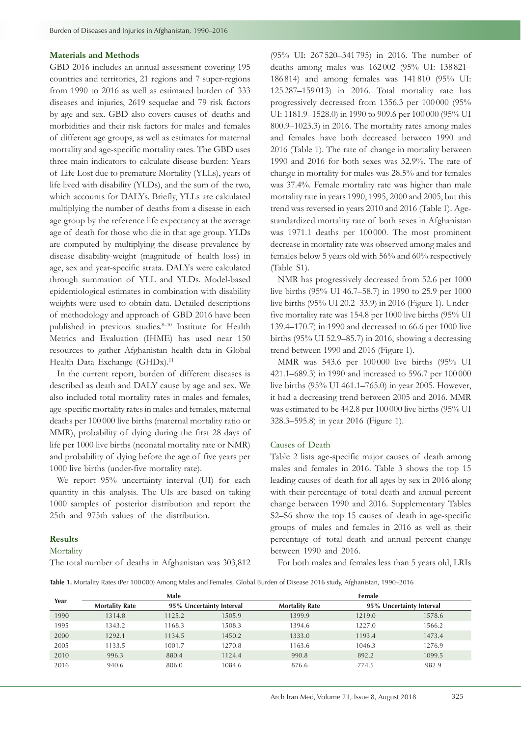## Materials and Methods

GBD 2016 includes an annual assessment covering 195 countries and territories, 21 regions and 7 super-regions from 1990 to 2016 as well as estimated burden of 333 diseases and injuries, 2619 sequelae and 79 risk factors by age and sex. GBD also covers causes of deaths and morbidities and their risk factors for males and females of different age groups, as well as estimates for maternal mortality and age-specific mortality rates. The GBD uses three main indicators to calculate disease burden: Years of Life Lost due to premature Mortality (YLLs), years of life lived with disability (YLDs), and the sum of the two, which accounts for DALYs. Briefly, YLLs are calculated multiplying the number of deaths from a disease in each age group by the reference life expectancy at the average age of death for those who die in that age group. YLDs are computed by multiplying the disease prevalence by disease disability-weight (magnitude of health loss) in age, sex and year-specific strata. DALYs were calculated through summation of YLL and YLDs. Model-based epidemiological estimates in combination with disability weights were used to obtain data. Detailed descriptions of methodology and approach of GBD 2016 have been published in previous studies.[8–10] Institute for Health Metrics and Evaluation (IHME) has used near 150 resources to gather Afghanistan health data in Global Health Data Exchange (GHDx).[11]

In the current report, burden of different diseases is described as death and DALY cause by age and sex. We also included total mortality rates in males and females, age-specific mortality rates in males and females, maternal deaths per 100 000 live births (maternal mortality ratio or MMR), probability of dying during the first 28 days of life per 1000 live births (neonatal mortality rate or NMR) and probability of dying before the age of five years per 1000 live births (under-five mortality rate).

We report 95% uncertainty interval (UI) for each quantity in this analysis. The UIs are based on taking 1000 samples of posterior distribution and report the 25th and 975th values of the distribution.

## Results

### Mortality

The total number of deaths in Afghanistan was 303,812 (95% UI: 267 520–341 795) in 2016. The number of deaths among males was 162 002 (95% UI: 138 821–186 814) and among females was 141 810 (95% UI: 125 287–159 013) in 2016. Total mortality rate has progressively decreased from 1356.3 per 100 000 (95% UI: 1181.9–1528.0) in 1990 to 909.6 per 100 000 (95% UI 800.9–1023.3) in 2016. The mortality rates among males and females have both decreased between 1990 and 2016 (Table 1). The rate of change in mortality between 1990 and 2016 for both sexes was 32.9%. The rate of change in mortality for males was 28.5% and for females was 37.4%. Female mortality rate was higher than male mortality rate in years 1990, 1995, 2000 and 2005, but this trend was reversed in years 2010 and 2016 (Table 1). Age-standardized mortality rate of both sexes in Afghanistan was 1971.1 deaths per 100 000. The most prominent decrease in mortality rate was observed among males and females below 5 years old with 56% and 60% respectively (Table S1).

NMR has progressively decreased from 52.6 per 1000 live births (95% UI 46.7–58.7) in 1990 to 25.9 per 1000 live births (95% UI 20.2–33.9) in 2016 (Figure 1). Under-five mortality rate was 154.8 per 1000 live births (95% UI 139.4–170.7) in 1990 and decreased to 66.6 per 1000 live births (95% UI 52.9–85.7) in 2016, showing a decreasing trend between 1990 and 2016 (Figure 1).

MMR was 543.6 per 100 000 live births (95% UI 421.1–689.3) in 1990 and increased to 596.7 per 100 000 live births (95% UI 461.1–765.0) in year 2005. However, it had a decreasing trend between 2005 and 2016. MMR was estimated to be 442.8 per 100 000 live births (95% UI 328.3–595.8) in year 2016 (Figure 1).

### Causes of Death

Table 2 lists age-specific major causes of death among males and females in 2016. Table 3 shows the top 15 leading causes of death for all ages by sex in 2016 along with their percentage of total death and annual percent change between 1990 and 2016. Supplementary Tables S2–S6 show the top 15 causes of death in age-specific groups of males and females in 2016 as well as their percentage of total death and annual percent change between 1990 and 2016.

For both males and females less than 5 years old, LRIs

**Table 1.** Mortality Rates (Per 100 000) Among Males and Females, Global Burden of Disease 2016 study, Afghanistan, 1990–2016

| Year | Male | | | Female | | |
|---|---|---|---|---|---|---|
| | Mortality Rate | 95% Uncertainty Interval | | Mortality Rate | 95% Uncertainty Interval | |
| 1990 | 1314.8 | 1125.2 | 1505.9 | 1399.9 | 1219.0 | 1578.6 |
| 1995 | 1343.2 | 1168.3 | 1508.3 | 1394.6 | 1227.0 | 1566.2 |
| 2000 | 1292.1 | 1134.5 | 1450.2 | 1333.0 | 1193.4 | 1473.4 |
| 2005 | 1133.5 | 1001.7 | 1270.8 | 1163.6 | 1046.3 | 1276.9 |
| 2010 | 996.3 | 880.4 | 1124.4 | 990.8 | 892.2 | 1099.5 |
| 2016 | 940.6 | 806.0 | 1084.6 | 876.6 | 774.5 | 982.9 |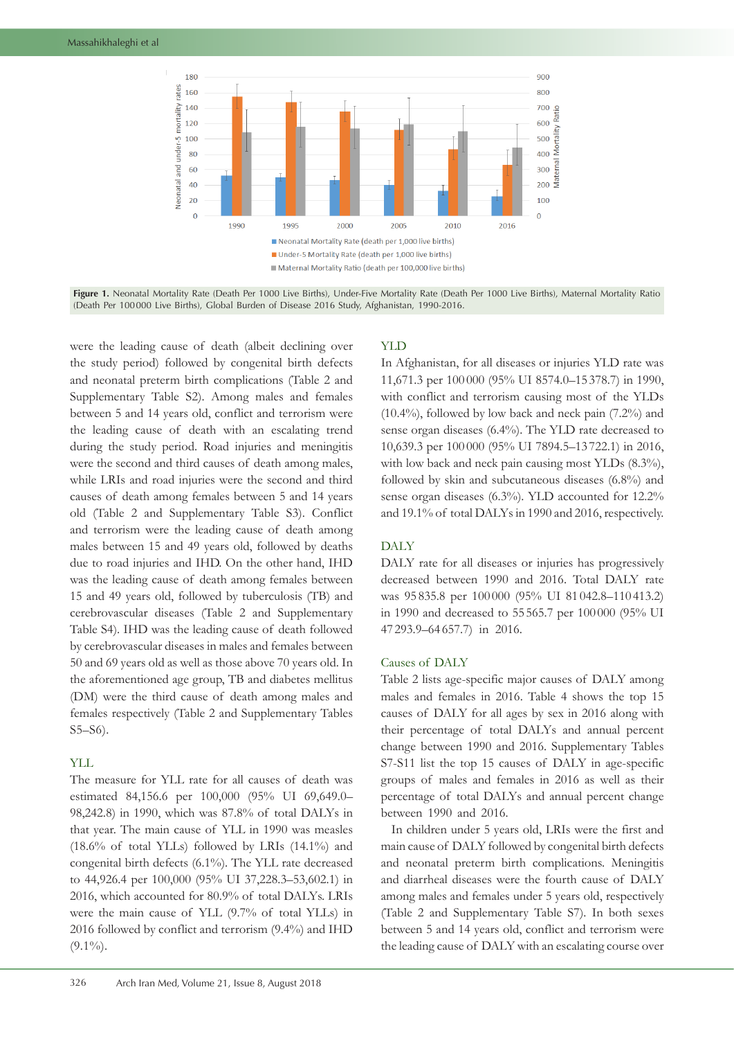Figure 1. Neonatal Mortality Rate (Death Per 1000 Live Births), Under-Five Mortality Rate (Death Per 1000 Live Births), Maternal Mortality Ratio (Death Per 100000 Live Births), Global Burden of Disease 2016 Study, Afghanistan, 1990-2016.

were the leading cause of death (albeit declining over the study period) followed by congenital birth defects and neonatal preterm birth complications (Table 2 and Supplementary Table S2). Among males and females between 5 and 14 years old, conflict and terrorism were the leading cause of death with an escalating trend during the study period. Road injuries and meningitis were the second and third causes of death among males, while LRIs and road injuries were the second and third causes of death among females between 5 and 14 years old (Table 2 and Supplementary Table S3). Conflict and terrorism were the leading cause of death among males between 15 and 49 years old, followed by deaths due to road injuries and IHD. On the other hand, IHD was the leading cause of death among females between 15 and 49 years old, followed by tuberculosis (TB) and cerebrovascular diseases (Table 2 and Supplementary Table S4). IHD was the leading cause of death followed by cerebrovascular diseases in males and females between 50 and 69 years old as well as those above 70 years old. In the aforementioned age group, TB and diabetes mellitus (DM) were the third cause of death among males and females respectively (Table 2 and Supplementary Tables S5–S6).

## YLL

The measure for YLL rate for all causes of death was estimated 84,156.6 per 100,000 (95% UI 69,649.0–98,242.8) in 1990, which was 87.8% of total DALYs in that year. The main cause of YLL in 1990 was measles (18.6% of total YLLs) followed by LRIs (14.1%) and congenital birth defects (6.1%). The YLL rate decreased to 44,926.4 per 100,000 (95% UI 37,228.3–53,602.1) in 2016, which accounted for 80.9% of total DALYs. LRIs were the main cause of YLL (9.7% of total YLLs) in 2016 followed by conflict and terrorism (9.4%) and IHD (9.1%).

## YLD

In Afghanistan, for all diseases or injuries YLD rate was 11,671.3 per 100 000 (95% UI 8574.0–15 378.7) in 1990, with conflict and terrorism causing most of the YLDs (10.4%), followed by low back and neck pain (7.2%) and sense organ diseases (6.4%). The YLD rate decreased to 10,639.3 per 100 000 (95% UI 7894.5–13 722.1) in 2016, with low back and neck pain causing most YLDs (8.3%), followed by skin and subcutaneous diseases (6.8%) and sense organ diseases (6.3%). YLD accounted for 12.2% and 19.1% of total DALYs in 1990 and 2016, respectively.

## DALY

DALY rate for all diseases or injuries has progressively decreased between 1990 and 2016. Total DALY rate was 95 835.8 per 100 000 (95% UI 81 042.8–110 413.2) in 1990 and decreased to 55 565.7 per 100 000 (95% UI 47 293.9–64 657.7) in 2016.

## Causes of DALY

Table 2 lists age-specific major causes of DALY among males and females in 2016. Table 4 shows the top 15 causes of DALY for all ages by sex in 2016 along with their percentage of total DALYs and annual percent change between 1990 and 2016. Supplementary Tables S7-S11 list the top 15 causes of DALY in age-specific groups of males and females in 2016 as well as their percentage of total DALYs and annual percent change between 1990 and 2016.

In children under 5 years old, LRIs were the first and main cause of DALY followed by congenital birth defects and neonatal preterm birth complications. Meningitis and diarrheal diseases were the fourth cause of DALY among males and females under 5 years old, respectively (Table 2 and Supplementary Table S7). In both sexes between 5 and 14 years old, conflict and terrorism were the leading cause of DALY with an escalating course over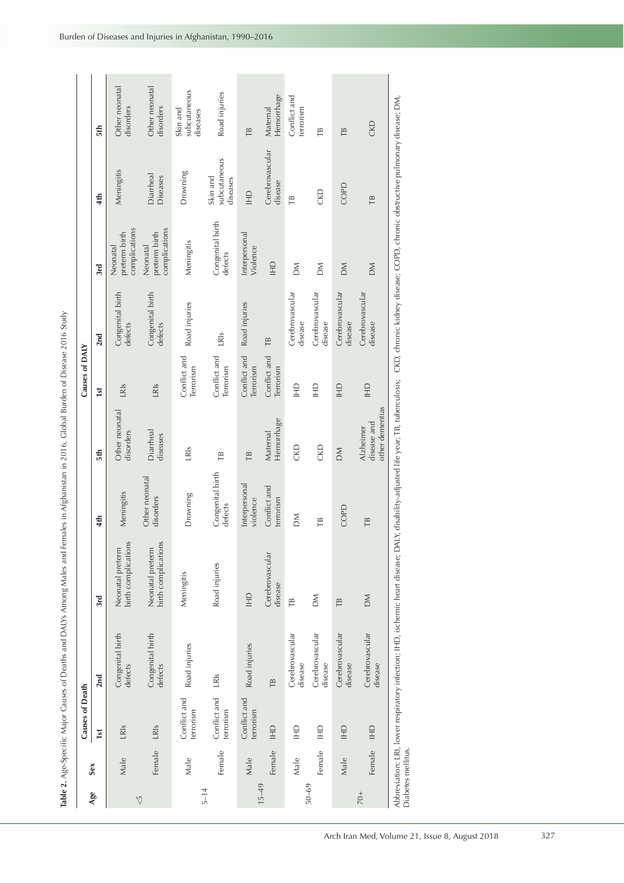**Table 2.** Age-Specific Major Causes of Deaths and DALYs Among Males and Females in Afghanistan in 2016, Global Burden of Disease 2016 Study

| Age | Sex | Causes of Death | | | | | Causes of DALY | | | | |
|---|---|---|---|---|---|---|---|---|---|---|---|
| | | 1st | 2nd | 3rd | 4th | 5th | 1st | 2nd | 3rd | 4th | 5th |
| <5 | Male | LRIs | Congenital birth defects | Neonatal preterm birth complications | Meningitis | Other neonatal disorders | LRIs | Congenital birth defects | Neonatal preterm birth complications | Meningitis | Other neonatal disorders |
| | Female | LRIs | Congenital birth defects | Neonatal preterm birth complications | Other neonatal disorders | Diarrheal diseases | LRIs | Congenital birth defects | Neonatal preterm birth complications | Diarrheal Diseases | Other neonatal disorders |
| 5–14 | Male | Conflict and terrorism | Road injuries | Meningitis | Drowning | LRIs | Conflict and Terrorism | Road injuries | Meningitis | Drowning | Skin and subcutaneous diseases |
| | Female | Conflict and terrorism | LRIs | Road injuries | Congenital birth defects | TB | Conflict and Terrorism | LRIs | Congenital birth defects | Skin and subcutaneous diseases | Road injuries |
| 15–49 | Male | Conflict and terrorism | Road injuries | IHD | Interpersonal violence | TB | Conflict and Terrorism | Road injuries | Interpersonal Violence | IHD | TB |
| | Female | IHD | TB | Cerebrovascular disease | Conflict and terrorism | Maternal Hemorrhage | Conflict and Terrorism | TB | IHD | Cerebrovascular disease | Maternal Hemorrhage |
| 50–69 | Male | IHD | Cerebrovascular disease | TB | DM | CKD | IHD | Cerebrovascular disease | DM | TB | Conflict and terrorism |
| | Female | IHD | Cerebrovascular disease | DM | TB | CKD | IHD | Cerebrovascular disease | DM | CKD | TB |
| 70+ | Male | IHD | Cerebrovascular disease | TB | COPD | DM | IHD | Cerebrovascular disease | DM | COPD | TB |
| | Female | IHD | Cerebrovascular disease | DM | TB | Alzheimer disease and other dementias | IHD | Cerebrovascular disease | DM | TB | CKD |

Abbreviation: LRI, lower respiratory infection; IHD, ischemic heart disease; DALY, disability-adjusted life year; TB, tuberculosis; CKD, chronic kidney disease; COPD, chronic obstructive pulmonary disease; DM, Diabetes mellitus.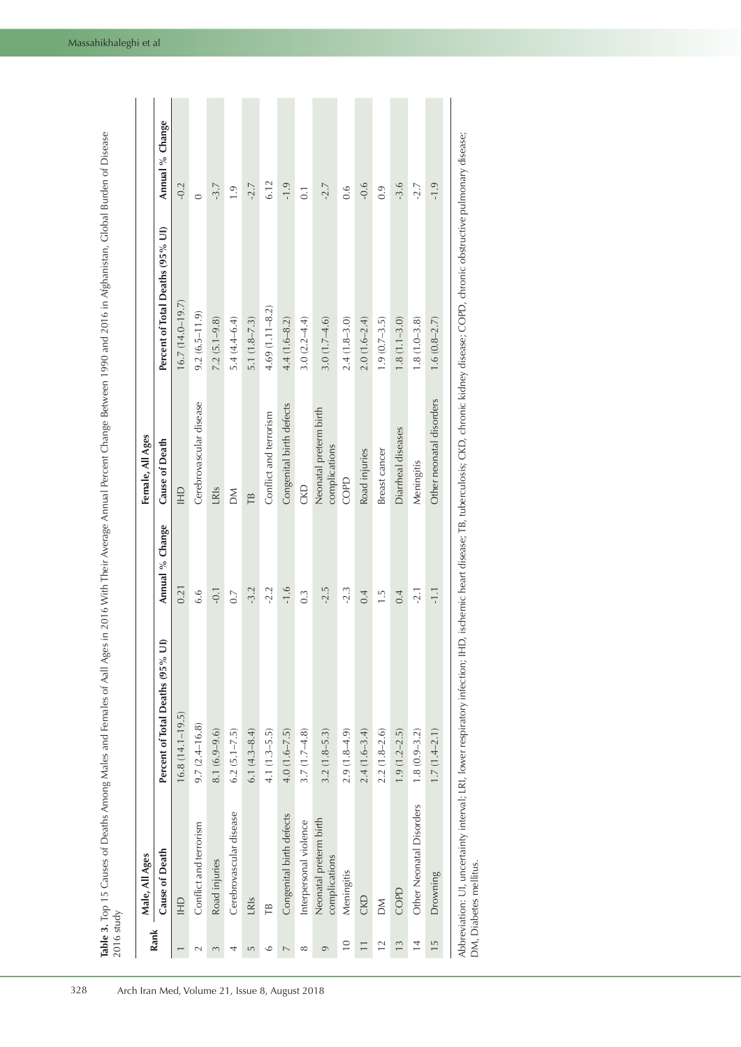**Table 3.** Top 15 Causes of Deaths Among Males and Females of Aall Ages in 2016 With Their Average Annual Percent Change Between 1990 and 2016 in Afghanistan, Global Burden of Disease 2016 study

| Rank | Male, All Ages | | | Female, All Ages | | |
|---|---|---|---|---|---|---|
| | Cause of Death | Percent of Total Deaths (95% UI) | Annual % Change | Cause of Death | Percent of Total Deaths (95% UI) | Annual % Change |
| 1 | IHD | 16.8 (14.1–19.5) | 0.21 | IHD | 16.7 (14.0–19.7) | -0.2 |
| 2 | Conflict and terrorism | 9.7 (2.4–16.8) | 6.6 | Cerebrovascular disease | 9.2 (6.5–11.9) | 0 |
| 3 | Road injuries | 8.1 (6.9–9.6) | -0.1 | LRIs | 7.2 (5.1–9.8) | -3.7 |
| 4 | Cerebrovascular disease | 6.2 (5.1–7.5) | 0.7 | DM | 5.4 (4.4–6.4) | 1.9 |
| 5 | LRIs | 6.1 (4.3–8.4) | -3.2 | TB | 5.1 (1.8–7.3) | -2.7 |
| 6 | TB | 4.1 (1.3–5.5) | -2.2 | Conflict and terrorism | 4.69 (1.11–8.2) | 6.12 |
| 7 | Congenital birth defects | 4.0 (1.6–7.5) | -1.6 | Congenital birth defects | 4.4 (1.6–8.2) | -1.9 |
| 8 | Interpersonal violence | 3.7 (1.7–4.8) | 0.3 | CKD | 3.0 (2.2–4.4) | 0.1 |
| 9 | Neonatal preterm birth complications | 3.2 (1.8–5.3) | -2.5 | Neonatal preterm birth complications | 3.0 (1.7–4.6) | -2.7 |
| 10 | Meningitis | 2.9 (1.8–4.9) | -2.3 | COPD | 2.4 (1.8–3.0) | 0.6 |
| 11 | CKD | 2.4 (1.6–3.4) | 0.4 | Road injuries | 2.0 (1.6–2.4) | -0.6 |
| 12 | DM | 2.2 (1.8–2.6) | 1.5 | Breast cancer | 1.9 (0.7–3.5) | 0.9 |
| 13 | COPD | 1.9 (1.2–2.5) | 0.4 | Diarrheal diseases | 1.8 (1.1–3.0) | -3.6 |
| 14 | Other Neonatal Disorders | 1.8 (0.9–3.2) | -2.1 | Meningitis | 1.8 (1.0–3.8) | -2.7 |
| 15 | Drowning | 1.7 (1.4–2.1) | -1.1 | Other neonatal disorders | 1.6 (0.8–2.7) | -1.9 |

Abbreviation: UI, uncertainty interval; LRI, lower respiratory infection; IHD, ischemic heart disease; TB, tuberculosis; CKD, chronic kidney disease; COPD, chronic obstructive pulmonary disease; DM, Diabetes mellitus.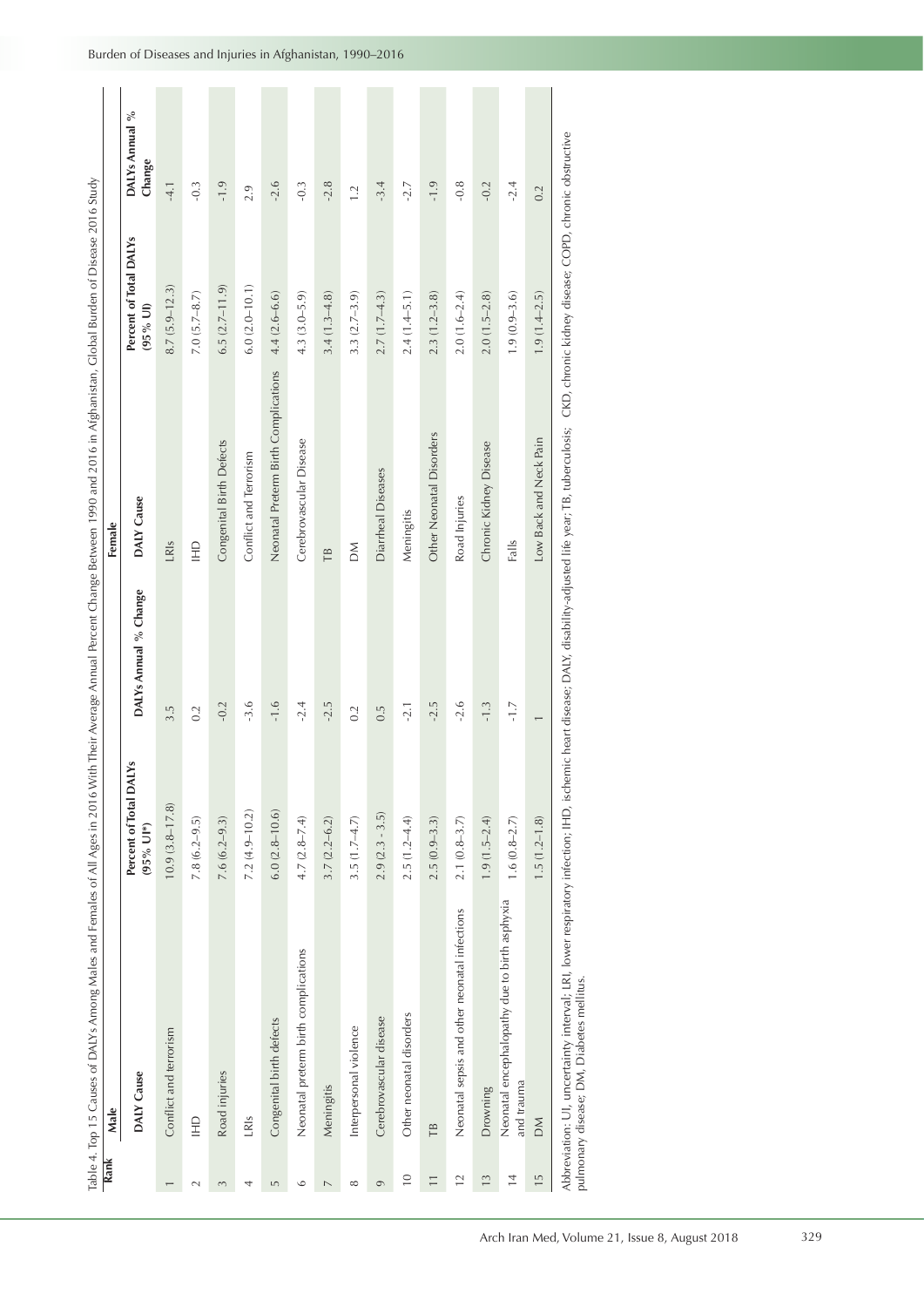Table 4. Top 15 Causes of DALYs Among Males and Females of All Ages in 2016 With Their Average Annual Percent Change Between 1990 and 2016 in Afghanistan, Global Burden of Disease 2016 Study

| Rank | Male | | | Female | | |
|---|---|---|---|---|---|---|
| | DALY Cause | Percent of Total DALYs (95% UI*) | DALYs Annual % Change | DALY Cause | Percent of Total DALYs (95% UI) | DALYs Annual % Change |
| 1 | Conflict and terrorism | 10.9 (3.8–17.8) | 3.5 | LRIs | 8.7 (5.9–12.3) | -4.1 |
| 2 | IHD | 7.8 (6.2–9.5) | 0.2 | IHD | 7.0 (5.7–8.7) | -0.3 |
| 3 | Road injuries | 7.6 (6.2–9.3) | -0.2 | Congenital Birth Defects | 6.5 (2.7–11.9) | -1.9 |
| 4 | LRIs | 7.2 (4.9–10.2) | -3.6 | Conflict and Terrorism | 6.0 (2.0–10.1) | 2.9 |
| 5 | Congenital birth defects | 6.0 (2.8–10.6) | -1.6 | Neonatal Preterm Birth Complications | 4.4 (2.6–6.6) | -2.6 |
| 6 | Neonatal preterm birth complications | 4.7 (2.8–7.4) | -2.4 | Cerebrovascular Disease | 4.3 (3.0–5.9) | -0.3 |
| 7 | Meningitis | 3.7 (2.2–6.2) | -2.5 | TB | 3.4 (1.3–4.8) | -2.8 |
| 8 | Interpersonal violence | 3.5 (1.7–4.7) | 0.2 | DM | 3.3 (2.7–3.9) | 1.2 |
| 9 | Cerebrovascular disease | 2.9 (2.3 - 3.5) | 0.5 | Diarrheal Diseases | 2.7 (1.7–4.3) | -3.4 |
| 10 | Other neonatal disorders | 2.5 (1.2–4.4) | -2.1 | Meningitis | 2.4 (1.4–5.1) | -2.7 |
| 11 | TB | 2.5 (0.9–3.3) | -2.5 | Other Neonatal Disorders | 2.3 (1.2–3.8) | -1.9 |
| 12 | Neonatal sepsis and other neonatal infections | 2.1 (0.8–3.7) | -2.6 | Road Injuries | 2.0 (1.6–2.4) | -0.8 |
| 13 | Drowning | 1.9 (1.5–2.4) | -1.3 | Chronic Kidney Disease | 2.0 (1.5–2.8) | -0.2 |
| 14 | Neonatal encephalopathy due to birth asphyxia and trauma | 1.6 (0.8–2.7) | -1.7 | Falls | 1.9 (0.9–3.6) | -2.4 |
| 15 | DM | 1.5 (1.2–1.8) | 1 | Low Back and Neck Pain | 1.9 (1.4–2.5) | 0.2 |

Abbreviation: UI, uncertainty interval; LRI, lower respiratory infection; IHD, ischemic heart disease; DALY, disability-adjusted life year; TB, tuberculosis; CKD, chronic kidney disease; COPD, chronic obstructive pulmonary disease; DM, Diabetes mellitus.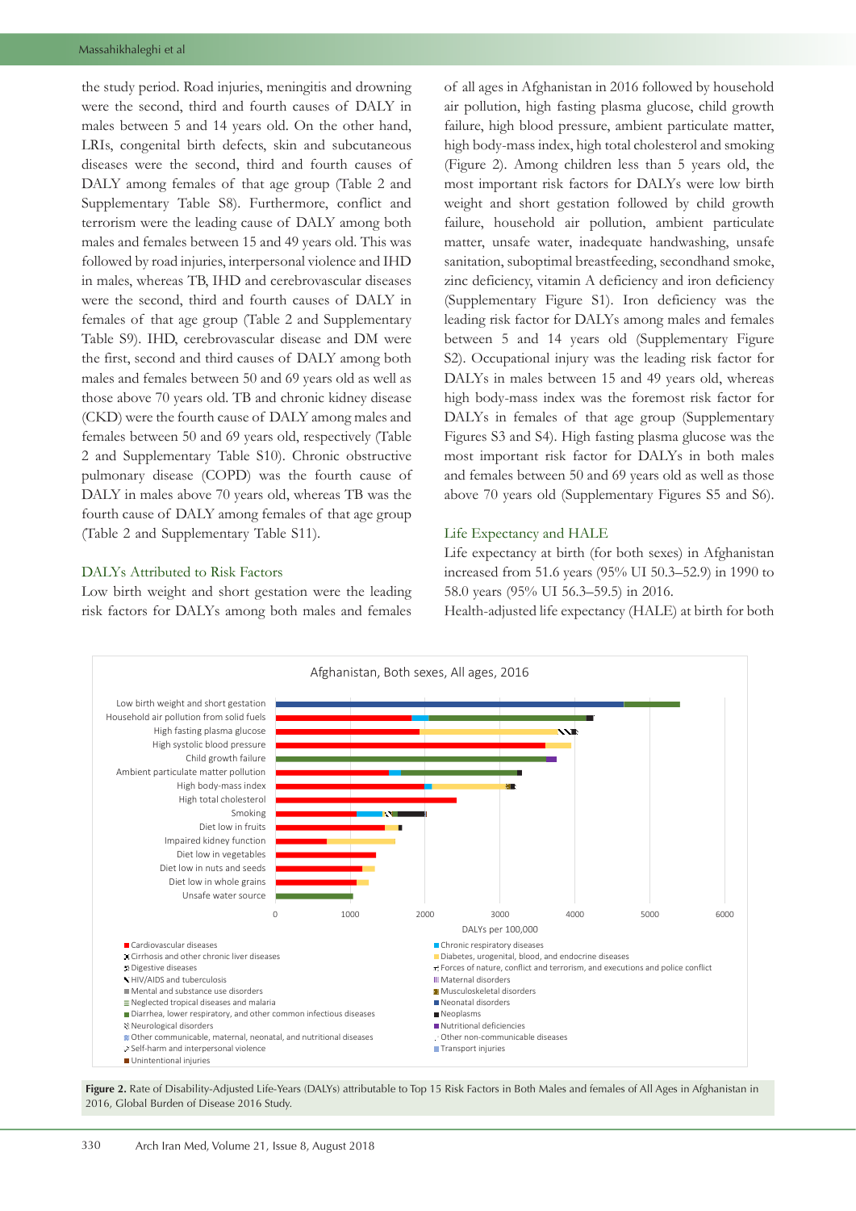the study period. Road injuries, meningitis and drowning were the second, third and fourth causes of DALY in males between 5 and 14 years old. On the other hand, LRIs, congenital birth defects, skin and subcutaneous diseases were the second, third and fourth causes of DALY among females of that age group (Table 2 and Supplementary Table S8). Furthermore, conflict and terrorism were the leading cause of DALY among both males and females between 15 and 49 years old. This was followed by road injuries, interpersonal violence and IHD in males, whereas TB, IHD and cerebrovascular diseases were the second, third and fourth causes of DALY in females of that age group (Table 2 and Supplementary Table S9). IHD, cerebrovascular disease and DM were the first, second and third causes of DALY among both males and females between 50 and 69 years old as well as those above 70 years old. TB and chronic kidney disease (CKD) were the fourth cause of DALY among males and females between 50 and 69 years old, respectively (Table 2 and Supplementary Table S10). Chronic obstructive pulmonary disease (COPD) was the fourth cause of DALY in males above 70 years old, whereas TB was the fourth cause of DALY among females of that age group (Table 2 and Supplementary Table S11).

### DALYs Attributed to Risk Factors

Low birth weight and short gestation were the leading risk factors for DALYs among both males and females of all ages in Afghanistan in 2016 followed by household air pollution, high fasting plasma glucose, child growth failure, high blood pressure, ambient particulate matter, high body-mass index, high total cholesterol and smoking (Figure 2). Among children less than 5 years old, the most important risk factors for DALYs were low birth weight and short gestation followed by child growth failure, household air pollution, ambient particulate matter, unsafe water, inadequate handwashing, unsafe sanitation, suboptimal breastfeeding, secondhand smoke, zinc deficiency, vitamin A deficiency and iron deficiency (Supplementary Figure S1). Iron deficiency was the leading risk factor for DALYs among males and females between 5 and 14 years old (Supplementary Figure S2). Occupational injury was the leading risk factor for DALYs in males between 15 and 49 years old, whereas high body-mass index was the foremost risk factor for DALYs in females of that age group (Supplementary Figures S3 and S4). High fasting plasma glucose was the most important risk factor for DALYs in both males and females between 50 and 69 years old as well as those above 70 years old (Supplementary Figures S5 and S6).

### Life Expectancy and HALE

Life expectancy at birth (for both sexes) in Afghanistan increased from 51.6 years (95% UI 50.3–52.9) in 1990 to 58.0 years (95% UI 56.3–59.5) in 2016.

Health-adjusted life expectancy (HALE) at birth for both

**Figure 2.** Rate of Disability-Adjusted Life-Years (DALYs) attributable to Top 15 Risk Factors in Both Males and females of All Ages in Afghanistan in 2016, Global Burden of Disease 2016 Study.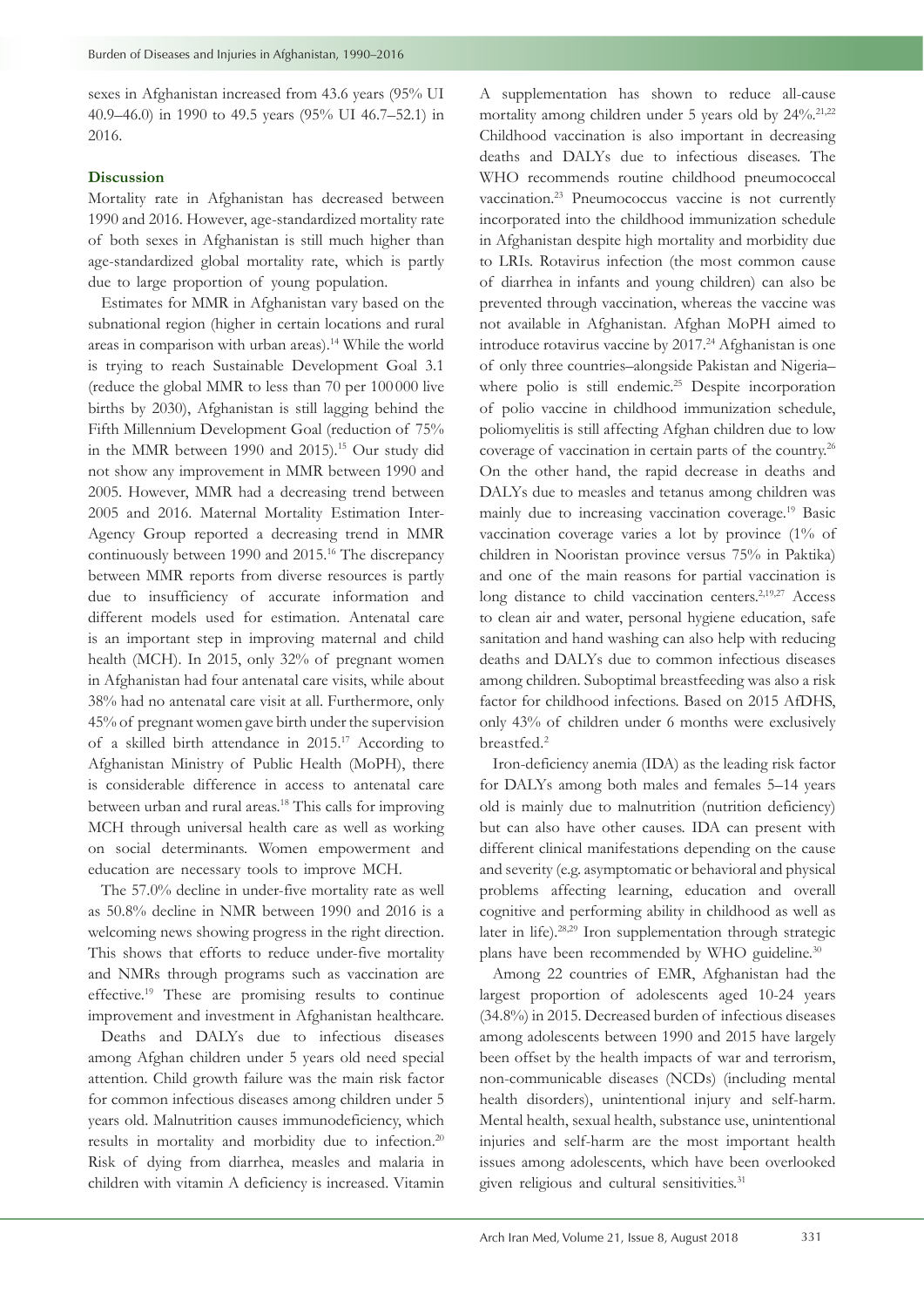sexes in Afghanistan increased from 43.6 years (95% UI 40.9–46.0) in 1990 to 49.5 years (95% UI 46.7–52.1) in 2016.

## Discussion

Mortality rate in Afghanistan has decreased between 1990 and 2016. However, age-standardized mortality rate of both sexes in Afghanistan is still much higher than age-standardized global mortality rate, which is partly due to large proportion of young population.

Estimates for MMR in Afghanistan vary based on the subnational region (higher in certain locations and rural areas in comparison with urban areas).[14] While the world is trying to reach Sustainable Development Goal 3.1 (reduce the global MMR to less than 70 per 100 000 live births by 2030), Afghanistan is still lagging behind the Fifth Millennium Development Goal (reduction of 75% in the MMR between 1990 and 2015).[15] Our study did not show any improvement in MMR between 1990 and 2005. However, MMR had a decreasing trend between 2005 and 2016. Maternal Mortality Estimation Inter-Agency Group reported a decreasing trend in MMR continuously between 1990 and 2015.[16] The discrepancy between MMR reports from diverse resources is partly due to insufficiency of accurate information and different models used for estimation. Antenatal care is an important step in improving maternal and child health (MCH). In 2015, only 32% of pregnant women in Afghanistan had four antenatal care visits, while about 38% had no antenatal care visit at all. Furthermore, only 45% of pregnant women gave birth under the supervision of a skilled birth attendance in 2015.[17] According to Afghanistan Ministry of Public Health (MoPH), there is considerable difference in access to antenatal care between urban and rural areas.[18] This calls for improving MCH through universal health care as well as working on social determinants. Women empowerment and education are necessary tools to improve MCH.

The 57.0% decline in under-five mortality rate as well as 50.8% decline in NMR between 1990 and 2016 is a welcoming news showing progress in the right direction. This shows that efforts to reduce under-five mortality and NMRs through programs such as vaccination are effective.[19] These are promising results to continue improvement and investment in Afghanistan healthcare.

Deaths and DALYs due to infectious diseases among Afghan children under 5 years old need special attention. Child growth failure was the main risk factor for common infectious diseases among children under 5 years old. Malnutrition causes immunodeficiency, which results in mortality and morbidity due to infection.[20] Risk of dying from diarrhea, measles and malaria in children with vitamin A deficiency is increased. Vitamin A supplementation has shown to reduce all-cause mortality among children under 5 years old by 24%.[21,22] Childhood vaccination is also important in decreasing deaths and DALYs due to infectious diseases. The WHO recommends routine childhood pneumococcal vaccination.[23] Pneumococcus vaccine is not currently incorporated into the childhood immunization schedule in Afghanistan despite high mortality and morbidity due to LRIs. Rotavirus infection (the most common cause of diarrhea in infants and young children) can also be prevented through vaccination, whereas the vaccine was not available in Afghanistan. Afghan MoPH aimed to introduce rotavirus vaccine by 2017.[24] Afghanistan is one of only three countries–alongside Pakistan and Nigeria–where polio is still endemic.[25] Despite incorporation of polio vaccine in childhood immunization schedule, poliomyelitis is still affecting Afghan children due to low coverage of vaccination in certain parts of the country.[26] On the other hand, the rapid decrease in deaths and DALYs due to measles and tetanus among children was mainly due to increasing vaccination coverage.[19] Basic vaccination coverage varies a lot by province (1% of children in Nooristan province versus 75% in Paktika) and one of the main reasons for partial vaccination is long distance to child vaccination centers.[2,19,27] Access to clean air and water, personal hygiene education, safe sanitation and hand washing can also help with reducing deaths and DALYs due to common infectious diseases among children. Suboptimal breastfeeding was also a risk factor for childhood infections. Based on 2015 AfDHS, only 43% of children under 6 months were exclusively breastfed.[2]

Iron-deficiency anemia (IDA) as the leading risk factor for DALYs among both males and females 5–14 years old is mainly due to malnutrition (nutrition deficiency) but can also have other causes. IDA can present with different clinical manifestations depending on the cause and severity (e.g. asymptomatic or behavioral and physical problems affecting learning, education and overall cognitive and performing ability in childhood as well as later in life).[28,29] Iron supplementation through strategic plans have been recommended by WHO guideline.[30]

Among 22 countries of EMR, Afghanistan had the largest proportion of adolescents aged 10-24 years (34.8%) in 2015. Decreased burden of infectious diseases among adolescents between 1990 and 2015 have largely been offset by the health impacts of war and terrorism, non-communicable diseases (NCDs) (including mental health disorders), unintentional injury and self-harm. Mental health, sexual health, substance use, unintentional injuries and self-harm are the most important health issues among adolescents, which have been overlooked given religious and cultural sensitivities.[31]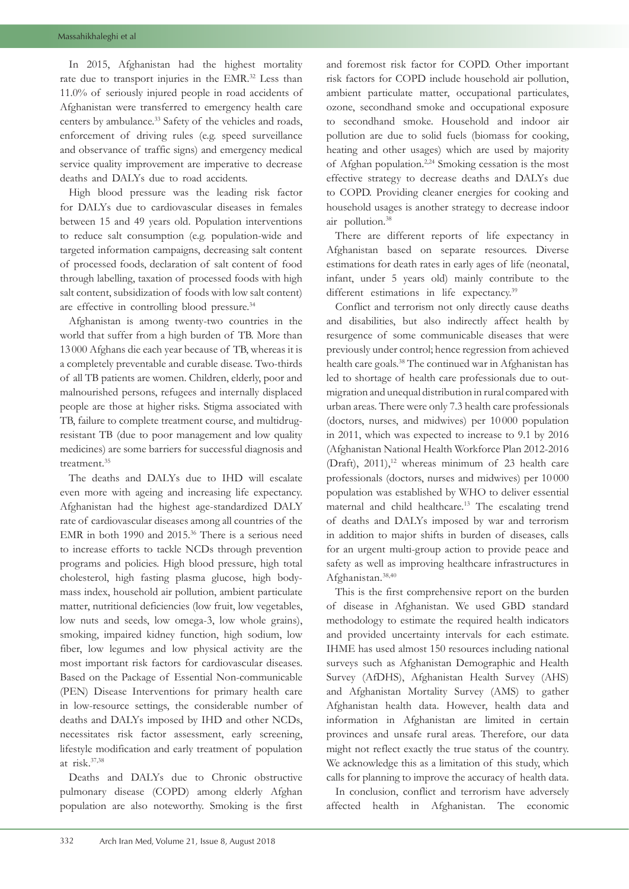In 2015, Afghanistan had the highest mortality rate due to transport injuries in the EMR.[32] Less than 11.0% of seriously injured people in road accidents of Afghanistan were transferred to emergency health care centers by ambulance.[33] Safety of the vehicles and roads, enforcement of driving rules (e.g. speed surveillance and observance of traffic signs) and emergency medical service quality improvement are imperative to decrease deaths and DALYs due to road accidents.

High blood pressure was the leading risk factor for DALYs due to cardiovascular diseases in females between 15 and 49 years old. Population interventions to reduce salt consumption (e.g. population-wide and targeted information campaigns, decreasing salt content of processed foods, declaration of salt content of food through labelling, taxation of processed foods with high salt content, subsidization of foods with low salt content) are effective in controlling blood pressure.[34]

Afghanistan is among twenty-two countries in the world that suffer from a high burden of TB. More than 13 000 Afghans die each year because of TB, whereas it is a completely preventable and curable disease. Two-thirds of all TB patients are women. Children, elderly, poor and malnourished persons, refugees and internally displaced people are those at higher risks. Stigma associated with TB, failure to complete treatment course, and multidrug-resistant TB (due to poor management and low quality medicines) are some barriers for successful diagnosis and treatment.[35]

The deaths and DALYs due to IHD will escalate even more with ageing and increasing life expectancy. Afghanistan had the highest age-standardized DALY rate of cardiovascular diseases among all countries of the EMR in both 1990 and 2015.[36] There is a serious need to increase efforts to tackle NCDs through prevention programs and policies. High blood pressure, high total cholesterol, high fasting plasma glucose, high body-mass index, household air pollution, ambient particulate matter, nutritional deficiencies (low fruit, low vegetables, low nuts and seeds, low omega-3, low whole grains), smoking, impaired kidney function, high sodium, low fiber, low legumes and low physical activity are the most important risk factors for cardiovascular diseases. Based on the Package of Essential Non-communicable (PEN) Disease Interventions for primary health care in low-resource settings, the considerable number of deaths and DALYs imposed by IHD and other NCDs, necessitates risk factor assessment, early screening, lifestyle modification and early treatment of population at risk.[37,38]

Deaths and DALYs due to Chronic obstructive pulmonary disease (COPD) among elderly Afghan population are also noteworthy. Smoking is the first and foremost risk factor for COPD. Other important risk factors for COPD include household air pollution, ambient particulate matter, occupational particulates, ozone, secondhand smoke and occupational exposure to secondhand smoke. Household and indoor air pollution are due to solid fuels (biomass for cooking, heating and other usages) which are used by majority of Afghan population.[2,24] Smoking cessation is the most effective strategy to decrease deaths and DALYs due to COPD. Providing cleaner energies for cooking and household usages is another strategy to decrease indoor air pollution.[38]

There are different reports of life expectancy in Afghanistan based on separate resources. Diverse estimations for death rates in early ages of life (neonatal, infant, under 5 years old) mainly contribute to the different estimations in life expectancy.[39]

Conflict and terrorism not only directly cause deaths and disabilities, but also indirectly affect health by resurgence of some communicable diseases that were previously under control; hence regression from achieved health care goals.[38] The continued war in Afghanistan has led to shortage of health care professionals due to out-migration and unequal distribution in rural compared with urban areas. There were only 7.3 health care professionals (doctors, nurses, and midwives) per 10 000 population in 2011, which was expected to increase to 9.1 by 2016 (Afghanistan National Health Workforce Plan 2012-2016 (Draft), 2011),[12] whereas minimum of 23 health care professionals (doctors, nurses and midwives) per 10 000 population was established by WHO to deliver essential maternal and child healthcare.[13] The escalating trend of deaths and DALYs imposed by war and terrorism in addition to major shifts in burden of diseases, calls for an urgent multi-group action to provide peace and safety as well as improving healthcare infrastructures in Afghanistan.[38,40]

This is the first comprehensive report on the burden of disease in Afghanistan. We used GBD standard methodology to estimate the required health indicators and provided uncertainty intervals for each estimate. IHME has used almost 150 resources including national surveys such as Afghanistan Demographic and Health Survey (AfDHS), Afghanistan Health Survey (AHS) and Afghanistan Mortality Survey (AMS) to gather Afghanistan health data. However, health data and information in Afghanistan are limited in certain provinces and unsafe rural areas. Therefore, our data might not reflect exactly the true status of the country. We acknowledge this as a limitation of this study, which calls for planning to improve the accuracy of health data.

In conclusion, conflict and terrorism have adversely affected health in Afghanistan. The economic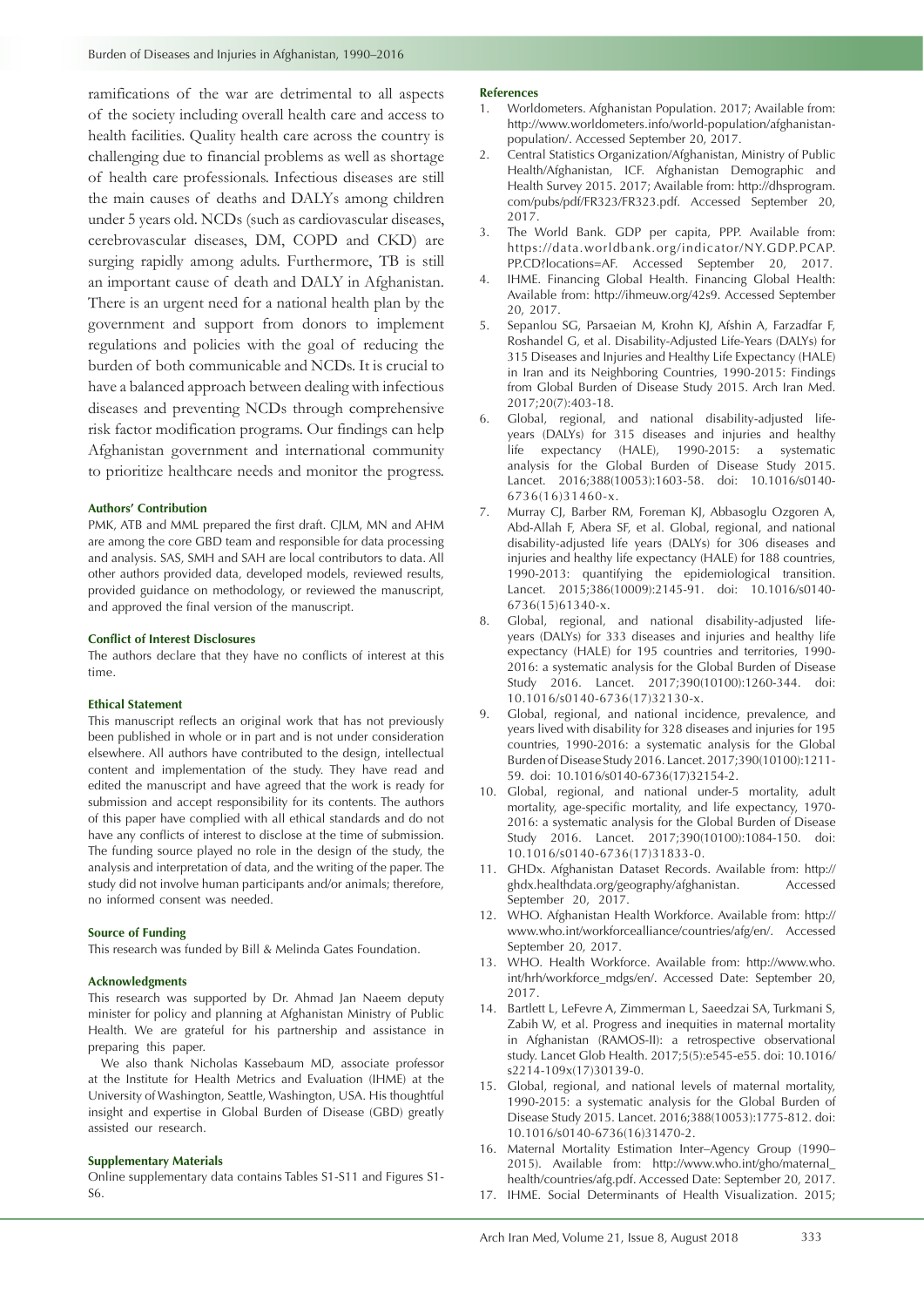ramifications of the war are detrimental to all aspects of the society including overall health care and access to health facilities. Quality health care across the country is challenging due to financial problems as well as shortage of health care professionals. Infectious diseases are still the main causes of deaths and DALYs among children under 5 years old. NCDs (such as cardiovascular diseases, cerebrovascular diseases, DM, COPD and CKD) are surging rapidly among adults. Furthermore, TB is still an important cause of death and DALY in Afghanistan. There is an urgent need for a national health plan by the government and support from donors to implement regulations and policies with the goal of reducing the burden of both communicable and NCDs. It is crucial to have a balanced approach between dealing with infectious diseases and preventing NCDs through comprehensive risk factor modification programs. Our findings can help Afghanistan government and international community to prioritize healthcare needs and monitor the progress.

### Authors' Contribution

PMK, ATB and MML prepared the first draft. CJLM, MN and AHM are among the core GBD team and responsible for data processing and analysis. SAS, SMH and SAH are local contributors to data. All other authors provided data, developed models, reviewed results, provided guidance on methodology, or reviewed the manuscript, and approved the final version of the manuscript.

### Conflict of Interest Disclosures

The authors declare that they have no conflicts of interest at this time.

### Ethical Statement

This manuscript reflects an original work that has not previously been published in whole or in part and is not under consideration elsewhere. All authors have contributed to the design, intellectual content and implementation of the study. They have read and edited the manuscript and have agreed that the work is ready for submission and accept responsibility for its contents. The authors of this paper have complied with all ethical standards and do not have any conflicts of interest to disclose at the time of submission. The funding source played no role in the design of the study, the analysis and interpretation of data, and the writing of the paper. The study did not involve human participants and/or animals; therefore, no informed consent was needed.

### Source of Funding

This research was funded by Bill & Melinda Gates Foundation.

### Acknowledgments

This research was supported by Dr. Ahmad Jan Naeem deputy minister for policy and planning at Afghanistan Ministry of Public Health. We are grateful for his partnership and assistance in preparing this paper.

We also thank Nicholas Kassebaum MD, associate professor at the Institute for Health Metrics and Evaluation (IHME) at the University of Washington, Seattle, Washington, USA. His thoughtful insight and expertise in Global Burden of Disease (GBD) greatly assisted our research.

### Supplementary Materials

Online supplementary data contains Tables S1-S11 and Figures S1-S6.

### References

1. Worldometers. Afghanistan Population. 2017; Available from: http://www.worldometers.info/world-population/afghanistan-population/. Accessed September 20, 2017.
2. Central Statistics Organization/Afghanistan, Ministry of Public Health/Afghanistan, ICF. Afghanistan Demographic and Health Survey 2015. 2017; Available from: http://dhsprogram.com/pubs/pdf/FR323/FR323.pdf. Accessed September 20, 2017.
3. The World Bank. GDP per capita, PPP. Available from: https://data.worldbank.org/indicator/NY.GDP.PCAP.PP.CD?locations=AF. Accessed September 20, 2017.
4. IHME. Financing Global Health. Financing Global Health: Available from: http://ihmeuw.org/42s9. Accessed September 20, 2017.
5. Sepanlou SG, Parsaeian M, Krohn KJ, Afshin A, Farzadfar F, Roshandel G, et al. Disability-Adjusted Life-Years (DALYs) for 315 Diseases and Injuries and Healthy Life Expectancy (HALE) in Iran and its Neighboring Countries, 1990-2015: Findings from Global Burden of Disease Study 2015. Arch Iran Med. 2017;20(7):403-18.
6. Global, regional, and national disability-adjusted life-years (DALYs) for 315 diseases and injuries and healthy life expectancy (HALE), 1990-2015: a systematic analysis for the Global Burden of Disease Study 2015. Lancet. 2016;388(10053):1603-58. doi: 10.1016/s0140-6736(16)31460-x.
7. Murray CJ, Barber RM, Foreman KJ, Abbasoglu Ozgoren A, Abd-Allah F, Abera SF, et al. Global, regional, and national disability-adjusted life years (DALYs) for 306 diseases and injuries and healthy life expectancy (HALE) for 188 countries, 1990-2013: quantifying the epidemiological transition. Lancet. 2015;386(10009):2145-91. doi: 10.1016/s0140-6736(15)61340-x.
8. Global, regional, and national disability-adjusted life-years (DALYs) for 333 diseases and injuries and healthy life expectancy (HALE) for 195 countries and territories, 1990-2016: a systematic analysis for the Global Burden of Disease Study 2016. Lancet. 2017;390(10100):1260-344. doi: 10.1016/s0140-6736(17)32130-x.
9. Global, regional, and national incidence, prevalence, and years lived with disability for 328 diseases and injuries for 195 countries, 1990-2016: a systematic analysis for the Global Burden of Disease Study 2016. Lancet. 2017;390(10100):1211-59. doi: 10.1016/s0140-6736(17)32154-2.
10. Global, regional, and national under-5 mortality, adult mortality, age-specific mortality, and life expectancy, 1970-2016: a systematic analysis for the Global Burden of Disease Study 2016. Lancet. 2017;390(10100):1084-150. doi: 10.1016/s0140-6736(17)31833-0.
11. GHDx. Afghanistan Dataset Records. Available from: http://ghdx.healthdata.org/geography/afghanistan. Accessed September 20, 2017.
12. WHO. Afghanistan Health Workforce. Available from: http://www.who.int/workforcealliance/countries/afg/en/. Accessed September 20, 2017.
13. WHO. Health Workforce. Available from: http://www.who.int/hrh/workforce_mdgs/en/. Accessed Date: September 20, 2017.
14. Bartlett L, LeFevre A, Zimmerman L, Saeedzai SA, Turkmani S, Zabih W, et al. Progress and inequities in maternal mortality in Afghanistan (RAMOS-II): a retrospective observational study. Lancet Glob Health. 2017;5(5):e545-e55. doi: 10.1016/s2214-109x(17)30139-0.
15. Global, regional, and national levels of maternal mortality, 1990-2015: a systematic analysis for the Global Burden of Disease Study 2015. Lancet. 2016;388(10053):1775-812. doi: 10.1016/s0140-6736(16)31470-2.
16. Maternal Mortality Estimation Inter–Agency Group (1990–2015). Available from: http://www.who.int/gho/maternal_health/countries/afg.pdf. Accessed Date: September 20, 2017.
17. IHME. Social Determinants of Health Visualization. 2015;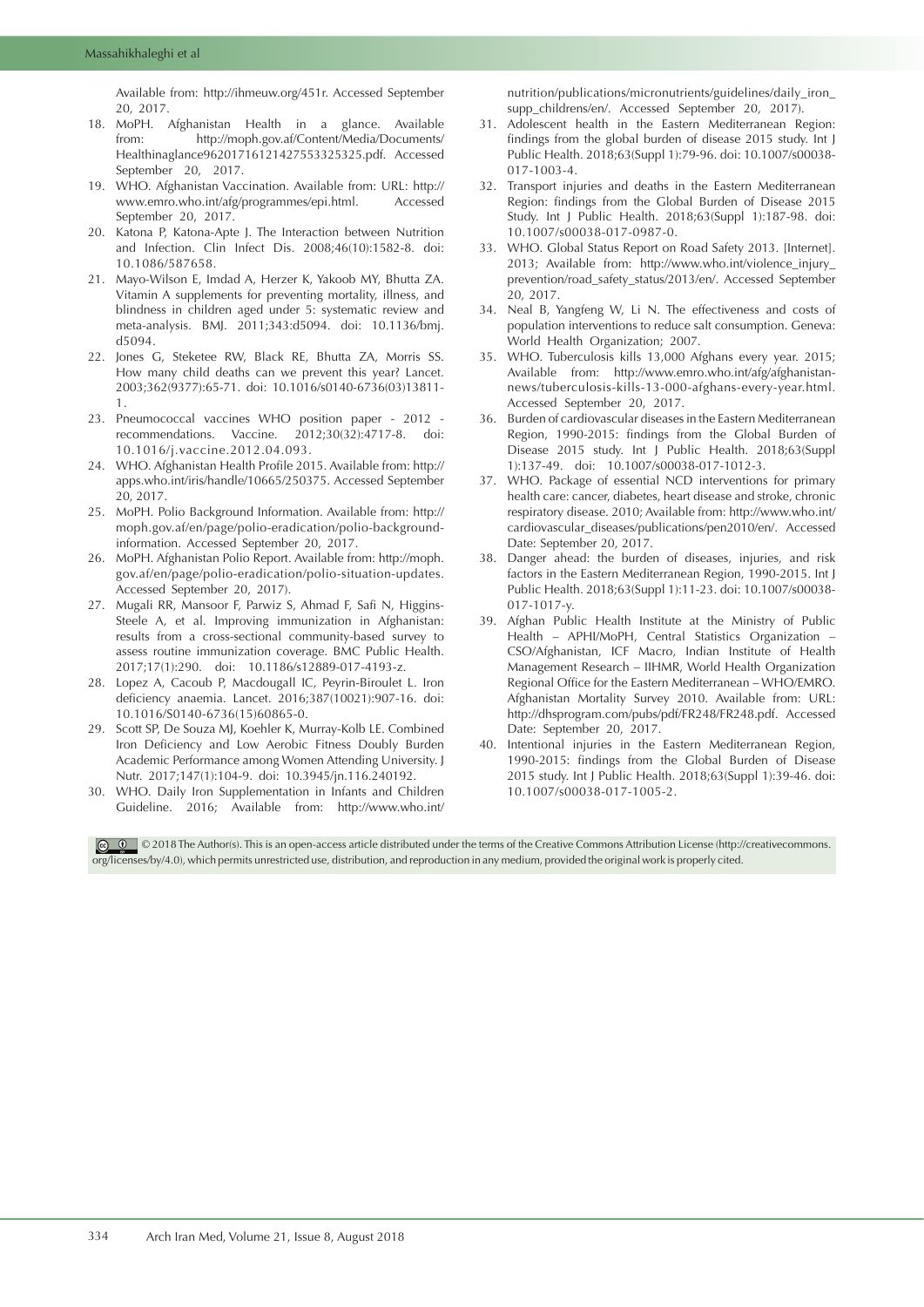Available from: http://ihmeuw.org/451r. Accessed September 20, 2017.

18. MoPH. Afghanistan Health in a glance. Available from: http://moph.gov.af/Content/Media/Documents/Healthinaglance962017161214275533253 25.pdf. Accessed September 20, 2017.
19. WHO. Afghanistan Vaccination. Available from: URL: http://www.emro.who.int/afg/programmes/epi.html. Accessed September 20, 2017.
20. Katona P, Katona-Apte J. The Interaction between Nutrition and Infection. Clin Infect Dis. 2008;46(10):1582-8. doi: 10.1086/587658.
21. Mayo-Wilson E, Imdad A, Herzer K, Yakoob MY, Bhutta ZA. Vitamin A supplements for preventing mortality, illness, and blindness in children aged under 5: systematic review and meta-analysis. BMJ. 2011;343:d5094. doi: 10.1136/bmj.d5094.
22. Jones G, Steketee RW, Black RE, Bhutta ZA, Morris SS. How many child deaths can we prevent this year? Lancet. 2003;362(9377):65-71. doi: 10.1016/s0140-6736(03)13811-1.
23. Pneumococcal vaccines WHO position paper - 2012 - recommendations. Vaccine. 2012;30(32):4717-8. doi: 10.1016/j.vaccine.2012.04.093.
24. WHO. Afghanistan Health Profile 2015. Available from: http://apps.who.int/iris/handle/10665/250375. Accessed September 20, 2017.
25. MoPH. Polio Background Information. Available from: http://moph.gov.af/en/page/polio-eradication/polio-background-information. Accessed September 20, 2017.
26. MoPH. Afghanistan Polio Report. Available from: http://moph.gov.af/en/page/polio-eradication/polio-situation-updates. Accessed September 20, 2017).
27. Mugali RR, Mansoor F, Parwiz S, Ahmad F, Safi N, Higgins-Steele A, et al. Improving immunization in Afghanistan: results from a cross-sectional community-based survey to assess routine immunization coverage. BMC Public Health. 2017;17(1):290. doi: 10.1186/s12889-017-4193-z.
28. Lopez A, Cacoub P, Macdougall IC, Peyrin-Biroulet L. Iron deficiency anaemia. Lancet. 2016;387(10021):907-16. doi: 10.1016/S0140-6736(15)60865-0.
29. Scott SP, De Souza MJ, Koehler K, Murray-Kolb LE. Combined Iron Deficiency and Low Aerobic Fitness Doubly Burden Academic Performance among Women Attending University. J Nutr. 2017;147(1):104-9. doi: 10.3945/jn.116.240192.
30. WHO. Daily Iron Supplementation in Infants and Children Guideline. 2016; Available from: http://www.who.int/nutrition/publications/micronutrients/guidelines/daily_iron_supp_childrens/en/. Accessed September 20, 2017).
31. Adolescent health in the Eastern Mediterranean Region: findings from the global burden of disease 2015 study. Int J Public Health. 2018;63(Suppl 1):79-96. doi: 10.1007/s00038-017-1003-4.
32. Transport injuries and deaths in the Eastern Mediterranean Region: findings from the Global Burden of Disease 2015 Study. Int J Public Health. 2018;63(Suppl 1):187-98. doi: 10.1007/s00038-017-0987-0.
33. WHO. Global Status Report on Road Safety 2013. [Internet]. 2013; Available from: http://www.who.int/violence_injury_prevention/road_safety_status/2013/en/. Accessed September 20, 2017.
34. Neal B, Yangfeng W, Li N. The effectiveness and costs of population interventions to reduce salt consumption. Geneva: World Health Organization; 2007.
35. WHO. Tuberculosis kills 13,000 Afghans every year. 2015; Available from: http://www.emro.who.int/afg/afghanistan-news/tuberculosis-kills-13-000-afghans-every-year.html. Accessed September 20, 2017.
36. Burden of cardiovascular diseases in the Eastern Mediterranean Region, 1990-2015: findings from the Global Burden of Disease 2015 study. Int J Public Health. 2018;63(Suppl 1):137-49. doi: 10.1007/s00038-017-1012-3.
37. WHO. Package of essential NCD interventions for primary health care: cancer, diabetes, heart disease and stroke, chronic respiratory disease. 2010; Available from: http://www.who.int/cardiovascular_diseases/publications/pen2010/en/. Accessed Date: September 20, 2017.
38. Danger ahead: the burden of diseases, injuries, and risk factors in the Eastern Mediterranean Region, 1990-2015. Int J Public Health. 2018;63(Suppl 1):11-23. doi: 10.1007/s00038-017-1017-y.
39. Afghan Public Health Institute at the Ministry of Public Health – APHI/MoPH, Central Statistics Organization – CSO/Afghanistan, ICF Macro, Indian Institute of Health Management Research – IIHMR, World Health Organization Regional Office for the Eastern Mediterranean – WHO/EMRO. Afghanistan Mortality Survey 2010. Available from: URL: http://dhsprogram.com/pubs/pdf/FR248/FR248.pdf. Accessed Date: September 20, 2017.
40. Intentional injuries in the Eastern Mediterranean Region, 1990-2015: findings from the Global Burden of Disease 2015 study. Int J Public Health. 2018;63(Suppl 1):39-46. doi: 10.1007/s00038-017-1005-2.

© 2018 The Author(s). This is an open-access article distributed under the terms of the Creative Commons Attribution License (http://creativecommons.org/licenses/by/4.0), which permits unrestricted use, distribution, and reproduction in any medium, provided the original work is properly cited.